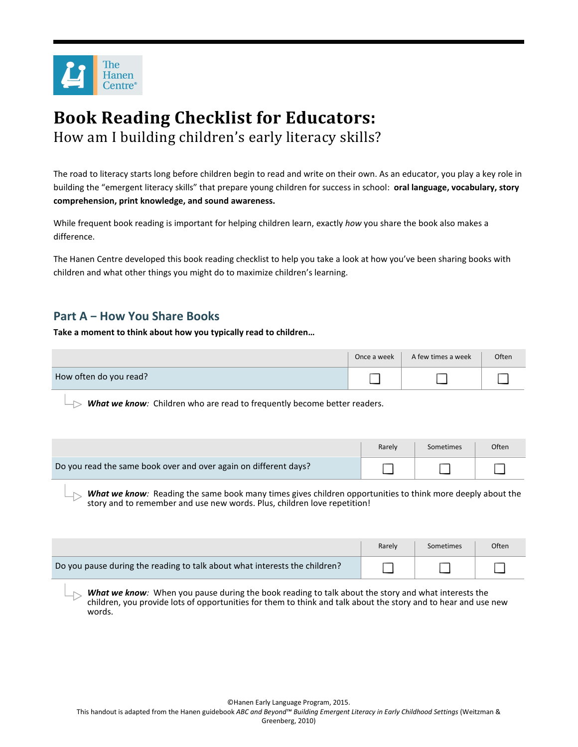The Hanen Centre®

# Book Reading Checklist for Educators:

## How am I building children's early literacy skills?

The road to literacy starts long before children begin to read and write on their own. As an educator, you play a key role in building the "emergent literacy skills" that prepare young children for success in school: **oral language, vocabulary, story comprehension, print knowledge, and sound awareness.**

While frequent book reading is important for helping children learn, exactly *how* you share the book also makes a difference.

The Hanen Centre developed this book reading checklist to help you take a look at how you've been sharing books with children and what other things you might do to maximize children's learning.

## Part A – How You Share Books

**Take a moment to think about how you typically read to children…**

| | Once a week | A few times a week | Often |
|---|---|---|---|
| How often do you read? | ☐ | ☐ | ☐ |

***What we know:*** Children who are read to frequently become better readers.

| | Rarely | Sometimes | Often |
|---|---|---|---|
| Do you read the same book over and over again on different days? | ☐ | ☐ | ☐ |

***What we know:*** Reading the same book many times gives children opportunities to think more deeply about the story and to remember and use new words. Plus, children love repetition!

| | Rarely | Sometimes | Often |
|---|---|---|---|
| Do you pause during the reading to talk about what interests the children? | ☐ | ☐ | ☐ |

***What we know:*** When you pause during the book reading to talk about the story and what interests the children, you provide lots of opportunities for them to think and talk about the story and to hear and use new words.

©Hanen Early Language Program, 2015.
This handout is adapted from the Hanen guidebook *ABC and Beyond™ Building Emergent Literacy in Early Childhood Settings* (Weitzman & Greenberg, 2010)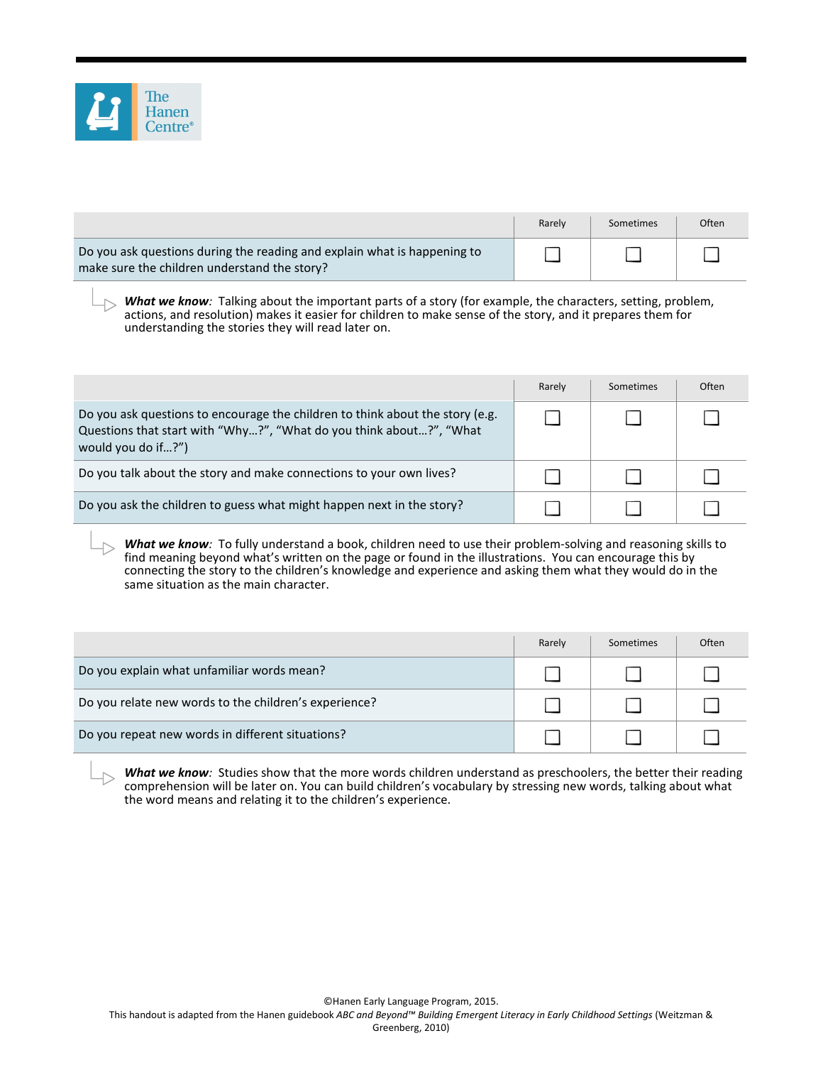| | Rarely | Sometimes | Often |
|---|---|---|---|
| Do you ask questions during the reading and explain what is happening to make sure the children understand the story? | ☐ | ☐ | ☐ |

***What we know:*** Talking about the important parts of a story (for example, the characters, setting, problem, actions, and resolution) makes it easier for children to make sense of the story, and it prepares them for understanding the stories they will read later on.

| | Rarely | Sometimes | Often |
|---|---|---|---|
| Do you ask questions to encourage the children to think about the story (e.g. Questions that start with "Why…?", "What do you think about…?", "What would you do if…?") | ☐ | ☐ | ☐ |
| Do you talk about the story and make connections to your own lives? | ☐ | ☐ | ☐ |
| Do you ask the children to guess what might happen next in the story? | ☐ | ☐ | ☐ |

***What we know:*** To fully understand a book, children need to use their problem-solving and reasoning skills to find meaning beyond what's written on the page or found in the illustrations. You can encourage this by connecting the story to the children's knowledge and experience and asking them what they would do in the same situation as the main character.

| | Rarely | Sometimes | Often |
|---|---|---|---|
| Do you explain what unfamiliar words mean? | ☐ | ☐ | ☐ |
| Do you relate new words to the children's experience? | ☐ | ☐ | ☐ |
| Do you repeat new words in different situations? | ☐ | ☐ | ☐ |

***What we know:*** Studies show that the more words children understand as preschoolers, the better their reading comprehension will be later on. You can build children's vocabulary by stressing new words, talking about what the word means and relating it to the children's experience.

©Hanen Early Language Program, 2015.
This handout is adapted from the Hanen guidebook *ABC and Beyond™ Building Emergent Literacy in Early Childhood Settings* (Weitzman & Greenberg, 2010)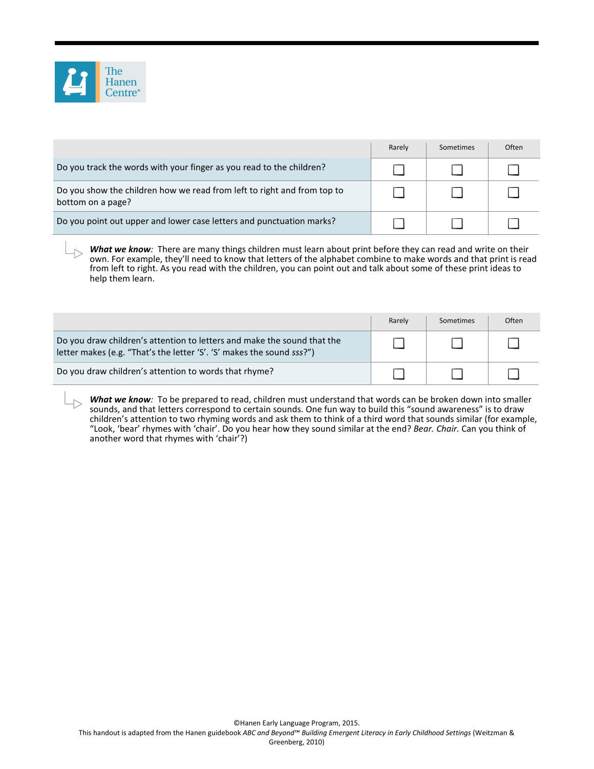| | Rarely | Sometimes | Often |
|---|---|---|---|
| Do you track the words with your finger as you read to the children? | ☐ | ☐ | ☐ |
| Do you show the children how we read from left to right and from top to bottom on a page? | ☐ | ☐ | ☐ |
| Do you point out upper and lower case letters and punctuation marks? | ☐ | ☐ | ☐ |

***What we know:*** There are many things children must learn about print before they can read and write on their own. For example, they'll need to know that letters of the alphabet combine to make words and that print is read from left to right. As you read with the children, you can point out and talk about some of these print ideas to help them learn.

| | Rarely | Sometimes | Often |
|---|---|---|---|
| Do you draw children's attention to letters and make the sound that the letter makes (e.g. "That's the letter 'S'. 'S' makes the sound *sss*?") | ☐ | ☐ | ☐ |
| Do you draw children's attention to words that rhyme? | ☐ | ☐ | ☐ |

***What we know:*** To be prepared to read, children must understand that words can be broken down into smaller sounds, and that letters correspond to certain sounds. One fun way to build this "sound awareness" is to draw children's attention to two rhyming words and ask them to think of a third word that sounds similar (for example, "Look, 'bear' rhymes with 'chair'. Do you hear how they sound similar at the end? *Bear. Chair.* Can you think of another word that rhymes with 'chair'?)

©Hanen Early Language Program, 2015.
This handout is adapted from the Hanen guidebook *ABC and Beyond™ Building Emergent Literacy in Early Childhood Settings* (Weitzman & Greenberg, 2010)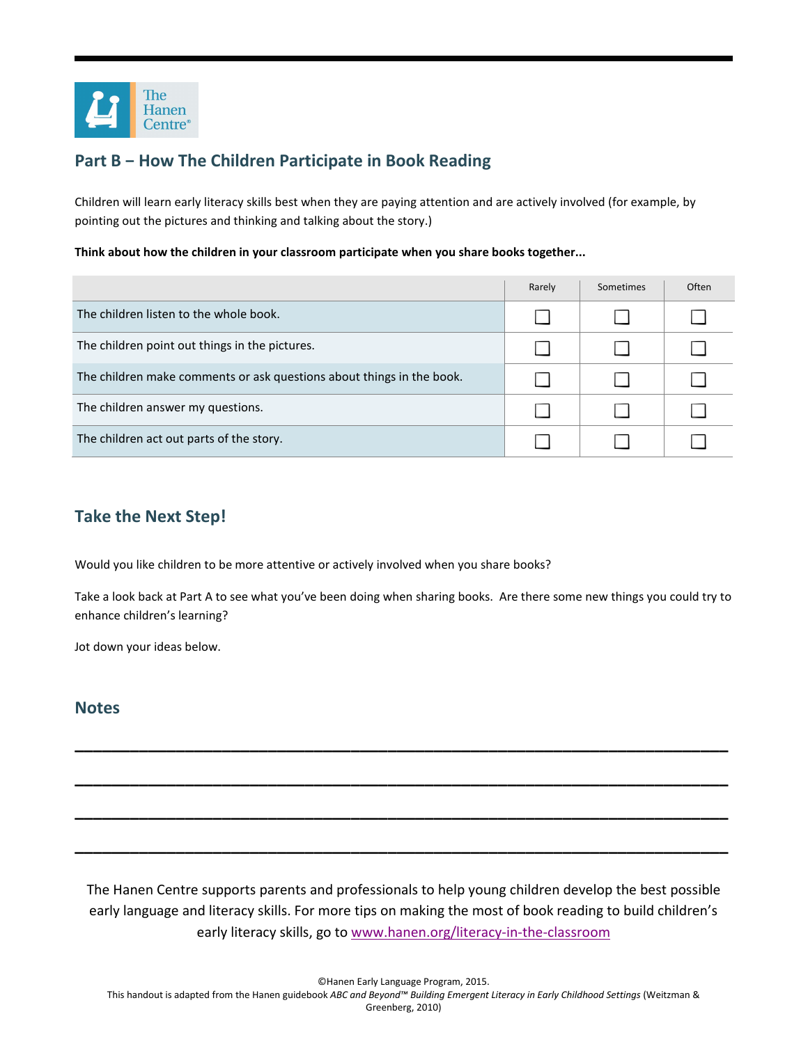The Hanen Centre®

## Part B – How The Children Participate in Book Reading

Children will learn early literacy skills best when they are paying attention and are actively involved (for example, by pointing out the pictures and thinking and talking about the story.)

**Think about how the children in your classroom participate when you share books together...**

| | Rarely | Sometimes | Often |
|---|---|---|---|
| The children listen to the whole book. | ☐ | ☐ | ☐ |
| The children point out things in the pictures. | ☐ | ☐ | ☐ |
| The children make comments or ask questions about things in the book. | ☐ | ☐ | ☐ |
| The children answer my questions. | ☐ | ☐ | ☐ |
| The children act out parts of the story. | ☐ | ☐ | ☐ |

## Take the Next Step!

Would you like children to be more attentive or actively involved when you share books?

Take a look back at Part A to see what you've been doing when sharing books. Are there some new things you could try to enhance children's learning?

Jot down your ideas below.

## Notes

______________________________________________________________________

______________________________________________________________________

______________________________________________________________________

______________________________________________________________________

The Hanen Centre supports parents and professionals to help young children develop the best possible early language and literacy skills. For more tips on making the most of book reading to build children's early literacy skills, go to www.hanen.org/literacy-in-the-classroom

©Hanen Early Language Program, 2015.
This handout is adapted from the Hanen guidebook *ABC and Beyond™ Building Emergent Literacy in Early Childhood Settings* (Weitzman & Greenberg, 2010)